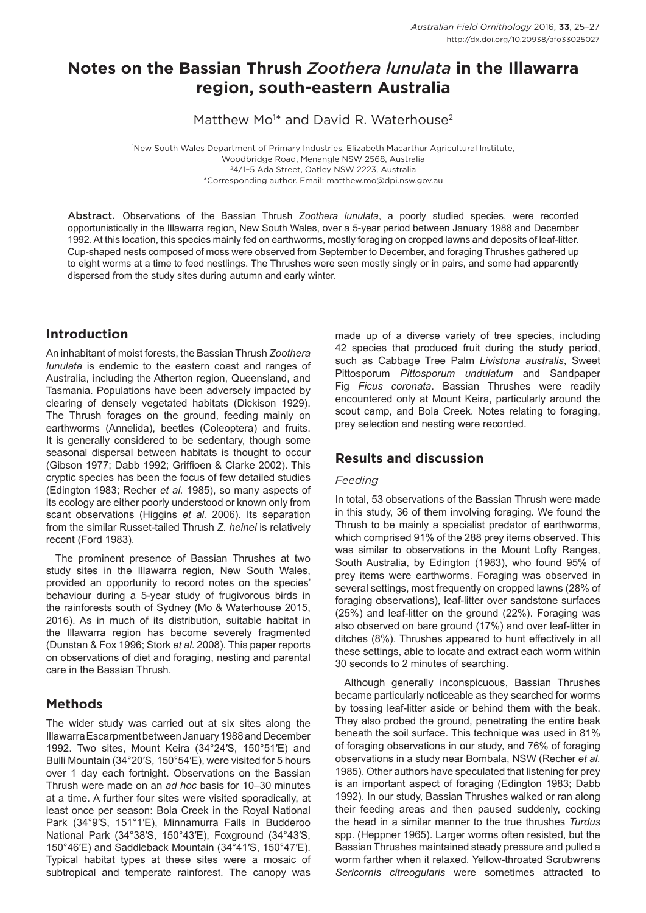# Notes on the Bassian Thrush *Zoothera lunulata* in the Illawarra region, south-eastern Australia

Matthew Mo[1]* and David R. Waterhouse[2]

[1]New South Wales Department of Primary Industries, Elizabeth Macarthur Agricultural Institute, Woodbridge Road, Menangle NSW 2568, Australia
[2]4/1–5 Ada Street, Oatley NSW 2223, Australia
*Corresponding author. Email: matthew.mo@dpi.nsw.gov.au

**Abstract.** Observations of the Bassian Thrush *Zoothera lunulata*, a poorly studied species, were recorded opportunistically in the Illawarra region, New South Wales, over a 5-year period between January 1988 and December 1992. At this location, this species mainly fed on earthworms, mostly foraging on cropped lawns and deposits of leaf-litter. Cup-shaped nests composed of moss were observed from September to December, and foraging Thrushes gathered up to eight worms at a time to feed nestlings. The Thrushes were seen mostly singly or in pairs, and some had apparently dispersed from the study sites during autumn and early winter.

## Introduction

An inhabitant of moist forests, the Bassian Thrush *Zoothera lunulata* is endemic to the eastern coast and ranges of Australia, including the Atherton region, Queensland, and Tasmania. Populations have been adversely impacted by clearing of densely vegetated habitats (Dickison 1929). The Thrush forages on the ground, feeding mainly on earthworms (Annelida), beetles (Coleoptera) and fruits. It is generally considered to be sedentary, though some seasonal dispersal between habitats is thought to occur (Gibson 1977; Dabb 1992; Griffioen & Clarke 2002). This cryptic species has been the focus of few detailed studies (Edington 1983; Recher *et al.* 1985), so many aspects of its ecology are either poorly understood or known only from scant observations (Higgins *et al.* 2006). Its separation from the similar Russet-tailed Thrush *Z. heinei* is relatively recent (Ford 1983).

The prominent presence of Bassian Thrushes at two study sites in the Illawarra region, New South Wales, provided an opportunity to record notes on the species' behaviour during a 5-year study of frugivorous birds in the rainforests south of Sydney (Mo & Waterhouse 2015, 2016). As in much of its distribution, suitable habitat in the Illawarra region has become severely fragmented (Dunstan & Fox 1996; Stork *et al.* 2008). This paper reports on observations of diet and foraging, nesting and parental care in the Bassian Thrush.

## Methods

The wider study was carried out at six sites along the Illawarra Escarpment between January 1988 and December 1992. Two sites, Mount Keira (34°24′S, 150°51′E) and Bulli Mountain (34°20′S, 150°54′E), were visited for 5 hours over 1 day each fortnight. Observations on the Bassian Thrush were made on an *ad hoc* basis for 10–30 minutes at a time. A further four sites were visited sporadically, at least once per season: Bola Creek in the Royal National Park (34°9′S, 151°1′E), Minnamurra Falls in Budderoo National Park (34°38′S, 150°43′E), Foxground (34°43′S, 150°46′E) and Saddleback Mountain (34°41′S, 150°47′E). Typical habitat types at these sites were a mosaic of subtropical and temperate rainforest. The canopy was made up of a diverse variety of tree species, including 42 species that produced fruit during the study period, such as Cabbage Tree Palm *Livistona australis*, Sweet Pittosporum *Pittosporum undulatum* and Sandpaper Fig *Ficus coronata*. Bassian Thrushes were readily encountered only at Mount Keira, particularly around the scout camp, and Bola Creek. Notes relating to foraging, prey selection and nesting were recorded.

## Results and discussion

### *Feeding*

In total, 53 observations of the Bassian Thrush were made in this study, 36 of them involving foraging. We found the Thrush to be mainly a specialist predator of earthworms, which comprised 91% of the 288 prey items observed. This was similar to observations in the Mount Lofty Ranges, South Australia, by Edington (1983), who found 95% of prey items were earthworms. Foraging was observed in several settings, most frequently on cropped lawns (28% of foraging observations), leaf-litter over sandstone surfaces (25%) and leaf-litter on the ground (22%). Foraging was also observed on bare ground (17%) and over leaf-litter in ditches (8%). Thrushes appeared to hunt effectively in all these settings, able to locate and extract each worm within 30 seconds to 2 minutes of searching.

Although generally inconspicuous, Bassian Thrushes became particularly noticeable as they searched for worms by tossing leaf-litter aside or behind them with the beak. They also probed the ground, penetrating the entire beak beneath the soil surface. This technique was used in 81% of foraging observations in our study, and 76% of foraging observations in a study near Bombala, NSW (Recher *et al.* 1985). Other authors have speculated that listening for prey is an important aspect of foraging (Edington 1983; Dabb 1992). In our study, Bassian Thrushes walked or ran along their feeding areas and then paused suddenly, cocking the head in a similar manner to the true thrushes *Turdus* spp. (Heppner 1965). Larger worms often resisted, but the Bassian Thrushes maintained steady pressure and pulled a worm farther when it relaxed. Yellow-throated Scrubwrens *Sericornis citreogularis* were sometimes attracted to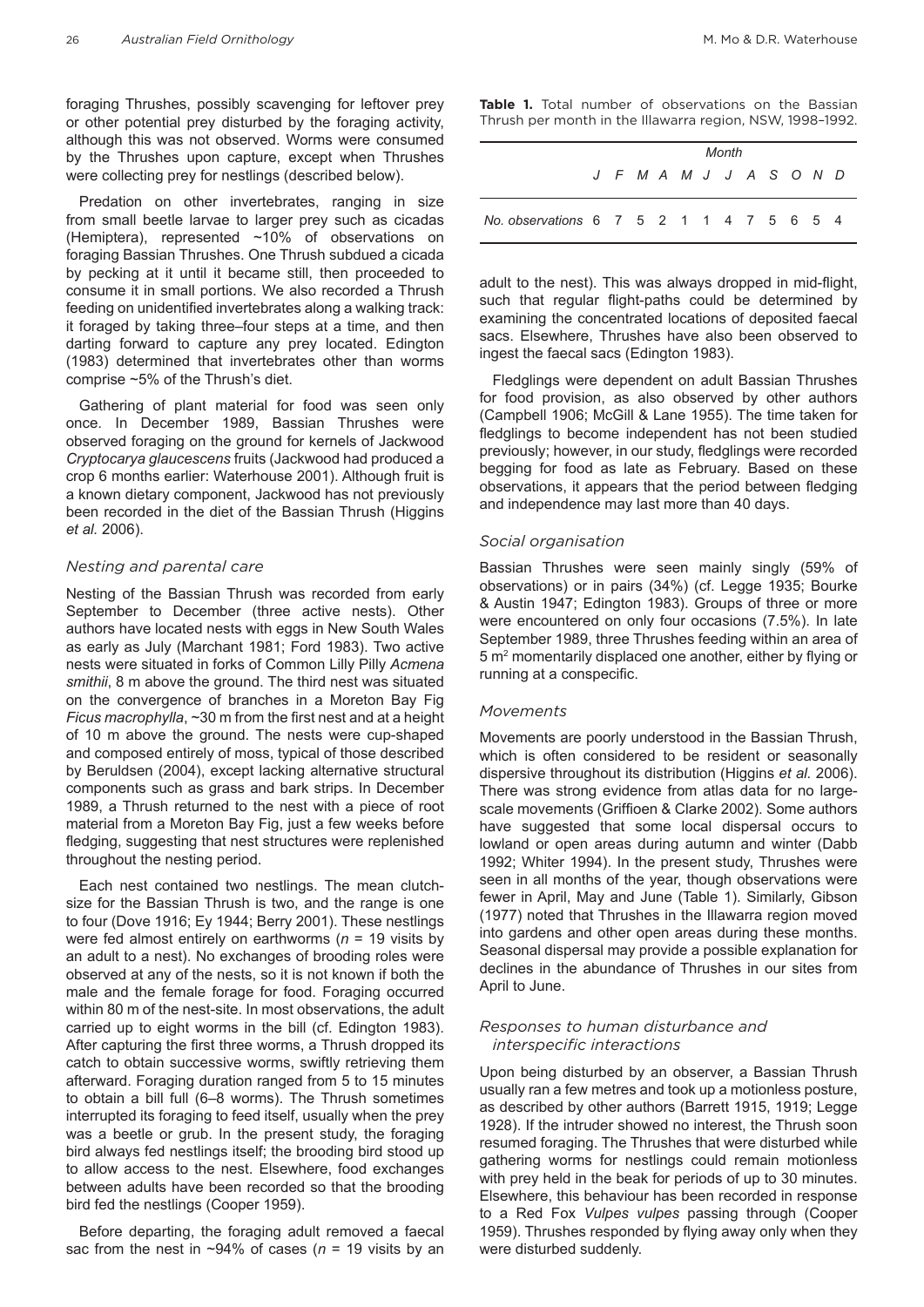foraging Thrushes, possibly scavenging for leftover prey or other potential prey disturbed by the foraging activity, although this was not observed. Worms were consumed by the Thrushes upon capture, except when Thrushes were collecting prey for nestlings (described below).

Predation on other invertebrates, ranging in size from small beetle larvae to larger prey such as cicadas (Hemiptera), represented ~10% of observations on foraging Bassian Thrushes. One Thrush subdued a cicada by pecking at it until it became still, then proceeded to consume it in small portions. We also recorded a Thrush feeding on unidentified invertebrates along a walking track: it foraged by taking three–four steps at a time, and then darting forward to capture any prey located. Edington (1983) determined that invertebrates other than worms comprise ~5% of the Thrush's diet.

Gathering of plant material for food was seen only once. In December 1989, Bassian Thrushes were observed foraging on the ground for kernels of Jackwood *Cryptocarya glaucescens* fruits (Jackwood had produced a crop 6 months earlier: Waterhouse 2001). Although fruit is a known dietary component, Jackwood has not previously been recorded in the diet of the Bassian Thrush (Higgins *et al.* 2006).

### Nesting and parental care

Nesting of the Bassian Thrush was recorded from early September to December (three active nests). Other authors have located nests with eggs in New South Wales as early as July (Marchant 1981; Ford 1983). Two active nests were situated in forks of Common Lilly Pilly *Acmena smithii*, 8 m above the ground. The third nest was situated on the convergence of branches in a Moreton Bay Fig *Ficus macrophylla*, ~30 m from the first nest and at a height of 10 m above the ground. The nests were cup-shaped and composed entirely of moss, typical of those described by Beruldsen (2004), except lacking alternative structural components such as grass and bark strips. In December 1989, a Thrush returned to the nest with a piece of root material from a Moreton Bay Fig, just a few weeks before fledging, suggesting that nest structures were replenished throughout the nesting period.

Each nest contained two nestlings. The mean clutch-size for the Bassian Thrush is two, and the range is one to four (Dove 1916; Ey 1944; Berry 2001). These nestlings were fed almost entirely on earthworms ($n$ = 19 visits by an adult to a nest). No exchanges of brooding roles were observed at any of the nests, so it is not known if both the male and the female forage for food. Foraging occurred within 80 m of the nest-site. In most observations, the adult carried up to eight worms in the bill (cf. Edington 1983). After capturing the first three worms, a Thrush dropped its catch to obtain successive worms, swiftly retrieving them afterward. Foraging duration ranged from 5 to 15 minutes to obtain a bill full (6–8 worms). The Thrush sometimes interrupted its foraging to feed itself, usually when the prey was a beetle or grub. In the present study, the foraging bird always fed nestlings itself; the brooding bird stood up to allow access to the nest. Elsewhere, food exchanges between adults have been recorded so that the brooding bird fed the nestlings (Cooper 1959).

Before departing, the foraging adult removed a faecal sac from the nest in ~94% of cases ($n$ = 19 visits by an adult to the nest). This was always dropped in mid-flight, such that regular flight-paths could be determined by examining the concentrated locations of deposited faecal sacs. Elsewhere, Thrushes have also been observed to ingest the faecal sacs (Edington 1983).

Fledglings were dependent on adult Bassian Thrushes for food provision, as also observed by other authors (Campbell 1906; McGill & Lane 1955). The time taken for fledglings to become independent has not been studied previously; however, in our study, fledglings were recorded begging for food as late as February. Based on these observations, it appears that the period between fledging and independence may last more than 40 days.

**Table 1.** Total number of observations on the Bassian Thrush per month in the Illawarra region, NSW, 1998–1992.

| | *J* | *F* | *M* | *A* | *M* | *J* | *J* | *A* | *S* | *O* | *N* | *D* |
|---|---|---|---|---|---|---|---|---|---|---|---|---|
| *No. observations* | 6 | 7 | 5 | 2 | 1 | 1 | 4 | 7 | 5 | 6 | 5 | 4 |

### Social organisation

Bassian Thrushes were seen mainly singly (59% of observations) or in pairs (34%) (cf. Legge 1935; Bourke & Austin 1947; Edington 1983). Groups of three or more were encountered on only four occasions (7.5%). In late September 1989, three Thrushes feeding within an area of 5 $m^2$ momentarily displaced one another, either by flying or running at a conspecific.

### Movements

Movements are poorly understood in the Bassian Thrush, which is often considered to be resident or seasonally dispersive throughout its distribution (Higgins *et al.* 2006). There was strong evidence from atlas data for no large-scale movements (Griffioen & Clarke 2002). Some authors have suggested that some local dispersal occurs to lowland or open areas during autumn and winter (Dabb 1992; Whiter 1994). In the present study, Thrushes were seen in all months of the year, though observations were fewer in April, May and June (Table 1). Similarly, Gibson (1977) noted that Thrushes in the Illawarra region moved into gardens and other open areas during these months. Seasonal dispersal may provide a possible explanation for declines in the abundance of Thrushes in our sites from April to June.

### Responses to human disturbance and interspecific interactions

Upon being disturbed by an observer, a Bassian Thrush usually ran a few metres and took up a motionless posture, as described by other authors (Barrett 1915, 1919; Legge 1928). If the intruder showed no interest, the Thrush soon resumed foraging. The Thrushes that were disturbed while gathering worms for nestlings could remain motionless with prey held in the beak for periods of up to 30 minutes. Elsewhere, this behaviour has been recorded in response to a Red Fox *Vulpes vulpes* passing through (Cooper 1959). Thrushes responded by flying away only when they were disturbed suddenly.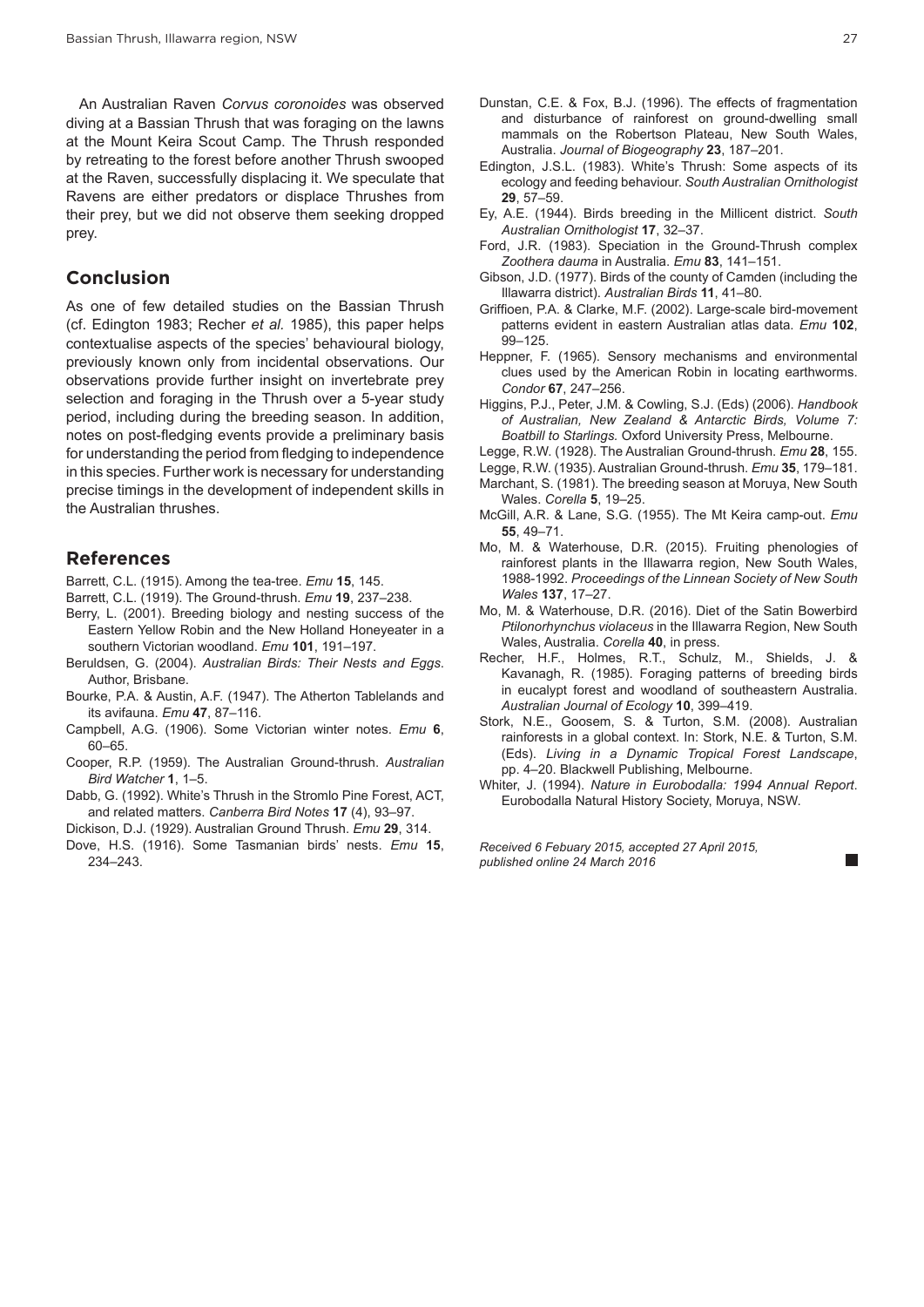An Australian Raven *Corvus coronoides* was observed diving at a Bassian Thrush that was foraging on the lawns at the Mount Keira Scout Camp. The Thrush responded by retreating to the forest before another Thrush swooped at the Raven, successfully displacing it. We speculate that Ravens are either predators or displace Thrushes from their prey, but we did not observe them seeking dropped prey.

## Conclusion

As one of few detailed studies on the Bassian Thrush (cf. Edington 1983; Recher *et al.* 1985), this paper helps contextualise aspects of the species' behavioural biology, previously known only from incidental observations. Our observations provide further insight on invertebrate prey selection and foraging in the Thrush over a 5-year study period, including during the breeding season. In addition, notes on post-fledging events provide a preliminary basis for understanding the period from fledging to independence in this species. Further work is necessary for understanding precise timings in the development of independent skills in the Australian thrushes.

## References

Barrett, C.L. (1915). Among the tea-tree. *Emu* **15**, 145.

Barrett, C.L. (1919). The Ground-thrush. *Emu* **19**, 237–238.

Berry, L. (2001). Breeding biology and nesting success of the Eastern Yellow Robin and the New Holland Honeyeater in a southern Victorian woodland. *Emu* **101**, 191–197.

Beruldsen, G. (2004). *Australian Birds: Their Nests and Eggs*. Author, Brisbane.

Bourke, P.A. & Austin, A.F. (1947). The Atherton Tablelands and its avifauna. *Emu* **47**, 87–116.

Campbell, A.G. (1906). Some Victorian winter notes. *Emu* **6**, 60–65.

Cooper, R.P. (1959). The Australian Ground-thrush. *Australian Bird Watcher* **1**, 1–5.

Dabb, G. (1992). White's Thrush in the Stromlo Pine Forest, ACT, and related matters. *Canberra Bird Notes* **17** (4), 93–97.

Dickison, D.J. (1929). Australian Ground Thrush. *Emu* **29**, 314.

Dove, H.S. (1916). Some Tasmanian birds' nests. *Emu* **15**, 234–243.

Dunstan, C.E. & Fox, B.J. (1996). The effects of fragmentation and disturbance of rainforest on ground-dwelling small mammals on the Robertson Plateau, New South Wales, Australia. *Journal of Biogeography* **23**, 187–201.

Edington, J.S.L. (1983). White's Thrush: Some aspects of its ecology and feeding behaviour. *South Australian Ornithologist* **29**, 57–59.

Ey, A.E. (1944). Birds breeding in the Millicent district. *South Australian Ornithologist* **17**, 32–37.

Ford, J.R. (1983). Speciation in the Ground-Thrush complex *Zoothera dauma* in Australia. *Emu* **83**, 141–151.

Gibson, J.D. (1977). Birds of the county of Camden (including the Illawarra district). *Australian Birds* **11**, 41–80.

Griffioen, P.A. & Clarke, M.F. (2002). Large-scale bird-movement patterns evident in eastern Australian atlas data. *Emu* **102**, 99–125.

Heppner, F. (1965). Sensory mechanisms and environmental clues used by the American Robin in locating earthworms. *Condor* **67**, 247–256.

Higgins, P.J., Peter, J.M. & Cowling, S.J. (Eds) (2006). *Handbook of Australian, New Zealand & Antarctic Birds, Volume 7: Boatbill to Starlings.* Oxford University Press, Melbourne.

Legge, R.W. (1928). The Australian Ground-thrush. *Emu* **28**, 155.

Legge, R.W. (1935). Australian Ground-thrush. *Emu* **35**, 179–181.

Marchant, S. (1981). The breeding season at Moruya, New South Wales. *Corella* **5**, 19–25.

McGill, A.R. & Lane, S.G. (1955). The Mt Keira camp-out. *Emu* **55**, 49–71.

Mo, M. & Waterhouse, D.R. (2015). Fruiting phenologies of rainforest plants in the Illawarra region, New South Wales, 1988-1992. *Proceedings of the Linnean Society of New South Wales* **137**, 17–27.

Mo, M. & Waterhouse, D.R. (2016). Diet of the Satin Bowerbird *Ptilonorhynchus violaceus* in the Illawarra Region, New South Wales, Australia. *Corella* **40**, in press.

Recher, H.F., Holmes, R.T., Schulz, M., Shields, J. & Kavanagh, R. (1985). Foraging patterns of breeding birds in eucalypt forest and woodland of southeastern Australia. *Australian Journal of Ecology* **10**, 399–419.

Stork, N.E., Goosem, S. & Turton, S.M. (2008). Australian rainforests in a global context. In: Stork, N.E. & Turton, S.M. (Eds). *Living in a Dynamic Tropical Forest Landscape*, pp. 4–20. Blackwell Publishing, Melbourne.

Whiter, J. (1994). *Nature in Eurobodalla: 1994 Annual Report*. Eurobodalla Natural History Society, Moruya, NSW.

*Received 6 Febuary 2015, accepted 27 April 2015, published online 24 March 2016*